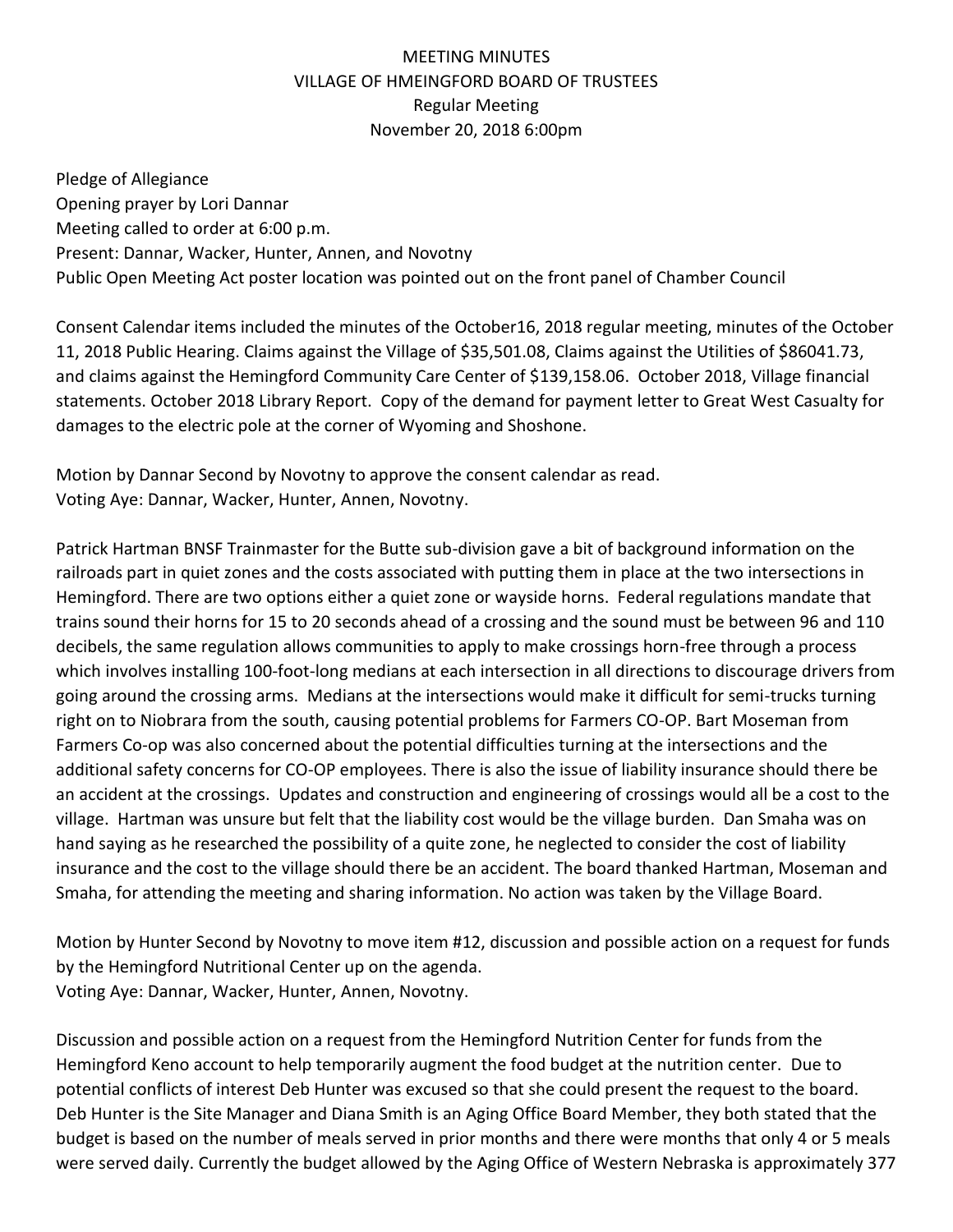MEETING MINUTES
VILLAGE OF HMEINGFORD BOARD OF TRUSTEES
Regular Meeting
November 20, 2018 6:00pm

Pledge of Allegiance
Opening prayer by Lori Dannar
Meeting called to order at 6:00 p.m.
Present: Dannar, Wacker, Hunter, Annen, and Novotny
Public Open Meeting Act poster location was pointed out on the front panel of Chamber Council

Consent Calendar items included the minutes of the October16, 2018 regular meeting, minutes of the October 11, 2018 Public Hearing. Claims against the Village of $35,501.08, Claims against the Utilities of $86041.73, and claims against the Hemingford Community Care Center of $139,158.06. October 2018, Village financial statements. October 2018 Library Report. Copy of the demand for payment letter to Great West Casualty for damages to the electric pole at the corner of Wyoming and Shoshone.

Motion by Dannar Second by Novotny to approve the consent calendar as read.
Voting Aye: Dannar, Wacker, Hunter, Annen, Novotny.

Patrick Hartman BNSF Trainmaster for the Butte sub-division gave a bit of background information on the railroads part in quiet zones and the costs associated with putting them in place at the two intersections in Hemingford. There are two options either a quiet zone or wayside horns. Federal regulations mandate that trains sound their horns for 15 to 20 seconds ahead of a crossing and the sound must be between 96 and 110 decibels, the same regulation allows communities to apply to make crossings horn-free through a process which involves installing 100-foot-long medians at each intersection in all directions to discourage drivers from going around the crossing arms. Medians at the intersections would make it difficult for semi-trucks turning right on to Niobrara from the south, causing potential problems for Farmers CO-OP. Bart Moseman from Farmers Co-op was also concerned about the potential difficulties turning at the intersections and the additional safety concerns for CO-OP employees. There is also the issue of liability insurance should there be an accident at the crossings. Updates and construction and engineering of crossings would all be a cost to the village. Hartman was unsure but felt that the liability cost would be the village burden. Dan Smaha was on hand saying as he researched the possibility of a quite zone, he neglected to consider the cost of liability insurance and the cost to the village should there be an accident. The board thanked Hartman, Moseman and Smaha, for attending the meeting and sharing information. No action was taken by the Village Board.

Motion by Hunter Second by Novotny to move item #12, discussion and possible action on a request for funds by the Hemingford Nutritional Center up on the agenda.
Voting Aye: Dannar, Wacker, Hunter, Annen, Novotny.

Discussion and possible action on a request from the Hemingford Nutrition Center for funds from the Hemingford Keno account to help temporarily augment the food budget at the nutrition center. Due to potential conflicts of interest Deb Hunter was excused so that she could present the request to the board. Deb Hunter is the Site Manager and Diana Smith is an Aging Office Board Member, they both stated that the budget is based on the number of meals served in prior months and there were months that only 4 or 5 meals were served daily. Currently the budget allowed by the Aging Office of Western Nebraska is approximately 377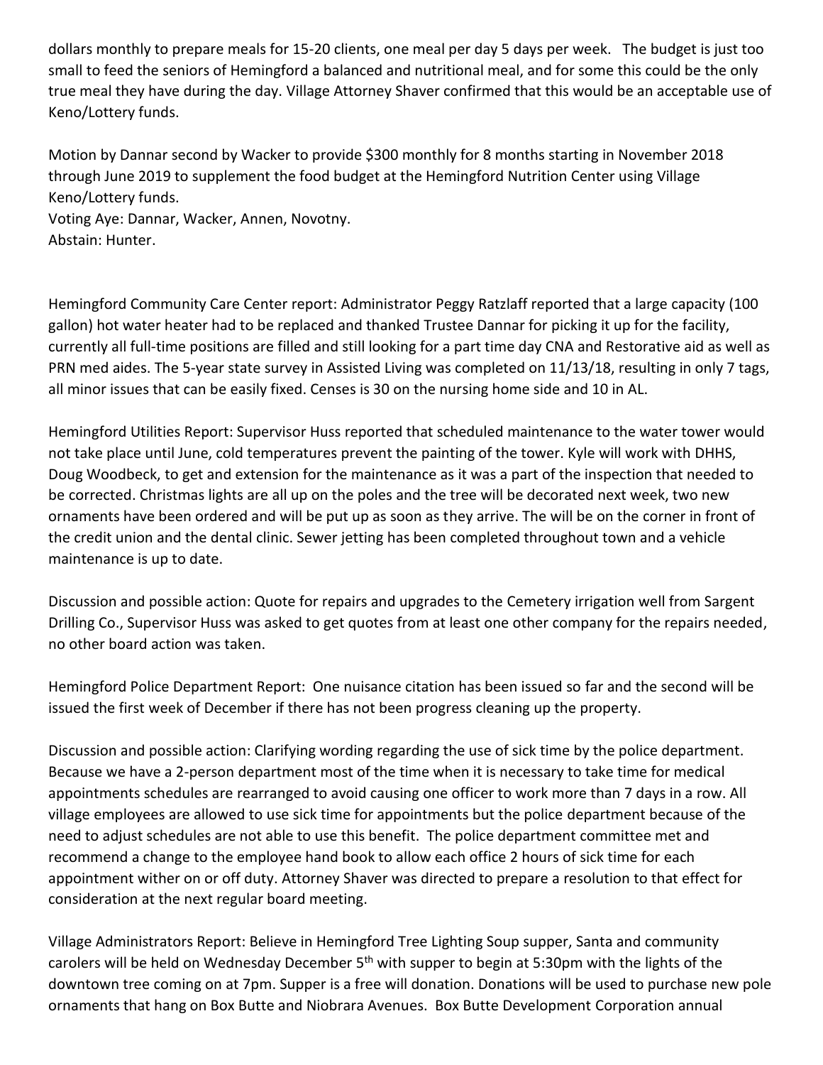dollars monthly to prepare meals for 15-20 clients, one meal per day 5 days per week. The budget is just too small to feed the seniors of Hemingford a balanced and nutritional meal, and for some this could be the only true meal they have during the day. Village Attorney Shaver confirmed that this would be an acceptable use of Keno/Lottery funds.

Motion by Dannar second by Wacker to provide $300 monthly for 8 months starting in November 2018 through June 2019 to supplement the food budget at the Hemingford Nutrition Center using Village Keno/Lottery funds.
Voting Aye: Dannar, Wacker, Annen, Novotny.
Abstain: Hunter.

Hemingford Community Care Center report: Administrator Peggy Ratzlaff reported that a large capacity (100 gallon) hot water heater had to be replaced and thanked Trustee Dannar for picking it up for the facility, currently all full-time positions are filled and still looking for a part time day CNA and Restorative aid as well as PRN med aides. The 5-year state survey in Assisted Living was completed on 11/13/18, resulting in only 7 tags, all minor issues that can be easily fixed. Censes is 30 on the nursing home side and 10 in AL.

Hemingford Utilities Report: Supervisor Huss reported that scheduled maintenance to the water tower would not take place until June, cold temperatures prevent the painting of the tower. Kyle will work with DHHS, Doug Woodbeck, to get and extension for the maintenance as it was a part of the inspection that needed to be corrected. Christmas lights are all up on the poles and the tree will be decorated next week, two new ornaments have been ordered and will be put up as soon as they arrive. The will be on the corner in front of the credit union and the dental clinic. Sewer jetting has been completed throughout town and a vehicle maintenance is up to date.

Discussion and possible action: Quote for repairs and upgrades to the Cemetery irrigation well from Sargent Drilling Co., Supervisor Huss was asked to get quotes from at least one other company for the repairs needed, no other board action was taken.

Hemingford Police Department Report: One nuisance citation has been issued so far and the second will be issued the first week of December if there has not been progress cleaning up the property.

Discussion and possible action: Clarifying wording regarding the use of sick time by the police department. Because we have a 2-person department most of the time when it is necessary to take time for medical appointments schedules are rearranged to avoid causing one officer to work more than 7 days in a row. All village employees are allowed to use sick time for appointments but the police department because of the need to adjust schedules are not able to use this benefit. The police department committee met and recommend a change to the employee hand book to allow each office 2 hours of sick time for each appointment wither on or off duty. Attorney Shaver was directed to prepare a resolution to that effect for consideration at the next regular board meeting.

Village Administrators Report: Believe in Hemingford Tree Lighting Soup supper, Santa and community carolers will be held on Wednesday December 5th with supper to begin at 5:30pm with the lights of the downtown tree coming on at 7pm. Supper is a free will donation. Donations will be used to purchase new pole ornaments that hang on Box Butte and Niobrara Avenues. Box Butte Development Corporation annual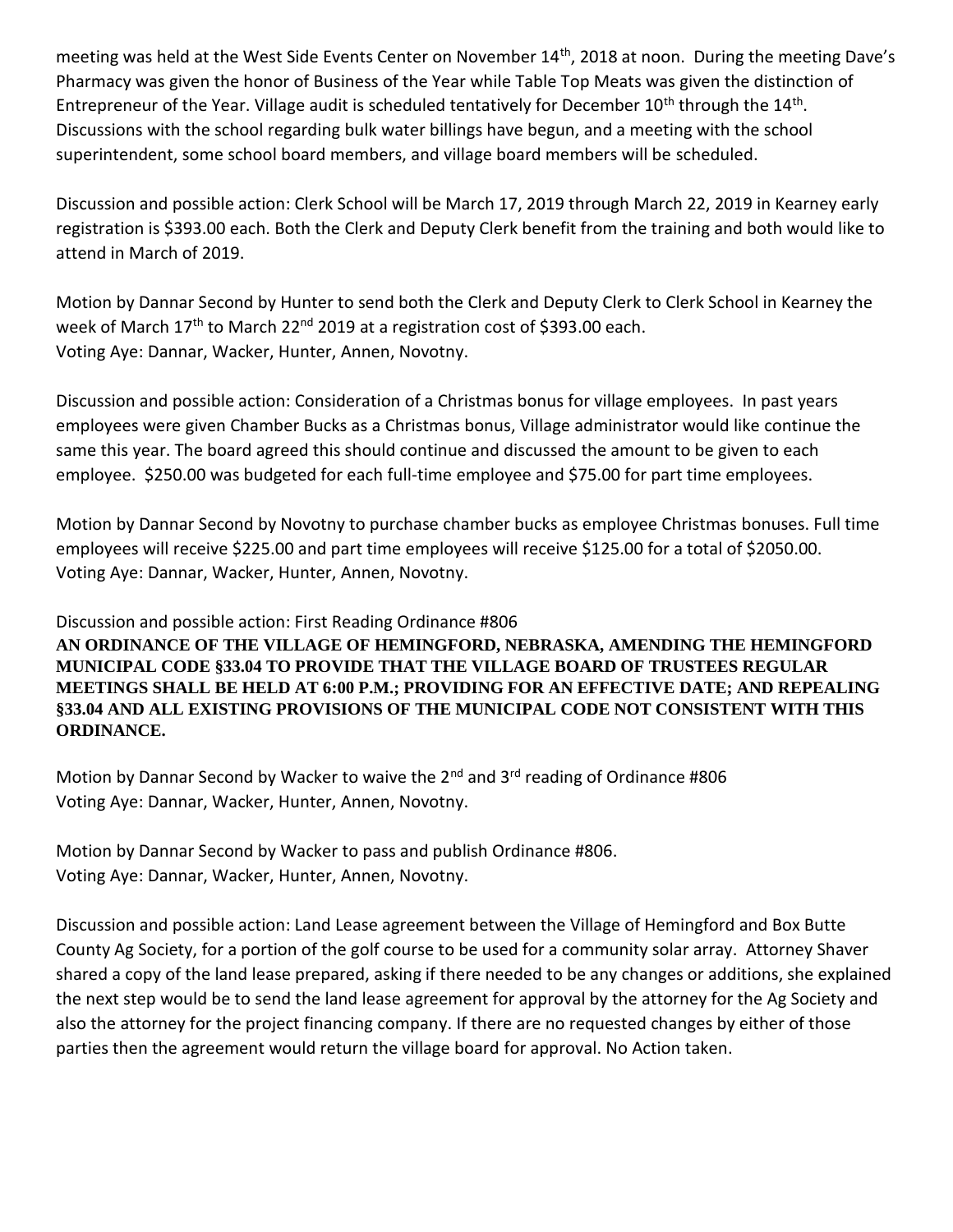meeting was held at the West Side Events Center on November 14th, 2018 at noon. During the meeting Dave's Pharmacy was given the honor of Business of the Year while Table Top Meats was given the distinction of Entrepreneur of the Year. Village audit is scheduled tentatively for December 10th through the 14th. Discussions with the school regarding bulk water billings have begun, and a meeting with the school superintendent, some school board members, and village board members will be scheduled.

Discussion and possible action: Clerk School will be March 17, 2019 through March 22, 2019 in Kearney early registration is $393.00 each. Both the Clerk and Deputy Clerk benefit from the training and both would like to attend in March of 2019.

Motion by Dannar Second by Hunter to send both the Clerk and Deputy Clerk to Clerk School in Kearney the week of March 17th to March 22nd 2019 at a registration cost of $393.00 each.
Voting Aye: Dannar, Wacker, Hunter, Annen, Novotny.

Discussion and possible action: Consideration of a Christmas bonus for village employees. In past years employees were given Chamber Bucks as a Christmas bonus, Village administrator would like continue the same this year. The board agreed this should continue and discussed the amount to be given to each employee. $250.00 was budgeted for each full-time employee and $75.00 for part time employees.

Motion by Dannar Second by Novotny to purchase chamber bucks as employee Christmas bonuses. Full time employees will receive $225.00 and part time employees will receive $125.00 for a total of $2050.00.
Voting Aye: Dannar, Wacker, Hunter, Annen, Novotny.

Discussion and possible action: First Reading Ordinance #806
**AN ORDINANCE OF THE VILLAGE OF HEMINGFORD, NEBRASKA, AMENDING THE HEMINGFORD MUNICIPAL CODE §33.04 TO PROVIDE THAT THE VILLAGE BOARD OF TRUSTEES REGULAR MEETINGS SHALL BE HELD AT 6:00 P.M.; PROVIDING FOR AN EFFECTIVE DATE; AND REPEALING §33.04 AND ALL EXISTING PROVISIONS OF THE MUNICIPAL CODE NOT CONSISTENT WITH THIS ORDINANCE.**

Motion by Dannar Second by Wacker to waive the 2nd and 3rd reading of Ordinance #806
Voting Aye: Dannar, Wacker, Hunter, Annen, Novotny.

Motion by Dannar Second by Wacker to pass and publish Ordinance #806.
Voting Aye: Dannar, Wacker, Hunter, Annen, Novotny.

Discussion and possible action: Land Lease agreement between the Village of Hemingford and Box Butte County Ag Society, for a portion of the golf course to be used for a community solar array. Attorney Shaver shared a copy of the land lease prepared, asking if there needed to be any changes or additions, she explained the next step would be to send the land lease agreement for approval by the attorney for the Ag Society and also the attorney for the project financing company. If there are no requested changes by either of those parties then the agreement would return the village board for approval. No Action taken.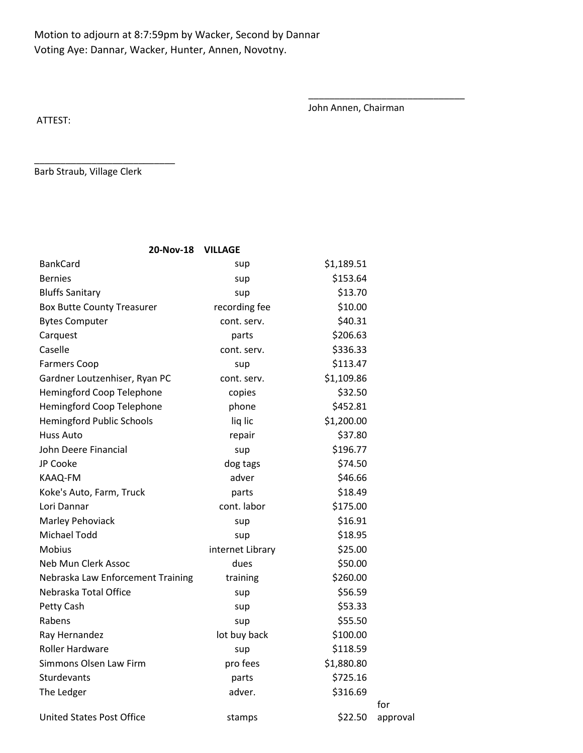Motion to adjourn at 8:7:59pm by Wacker, Second by Dannar
Voting Aye: Dannar, Wacker, Hunter, Annen, Novotny.

______________________________
John Annen, Chairman

ATTEST:

___________________________
Barb Straub, Village Clerk

| 20-Nov-18 | VILLAGE | | |
|---|---|---|---|
| BankCard | sup | $1,189.51 | |
| Bernies | sup | $153.64 | |
| Bluffs Sanitary | sup | $13.70 | |
| Box Butte County Treasurer | recording fee | $10.00 | |
| Bytes Computer | cont. serv. | $40.31 | |
| Carquest | parts | $206.63 | |
| Caselle | cont. serv. | $336.33 | |
| Farmers Coop | sup | $113.47 | |
| Gardner Loutzenhiser, Ryan PC | cont. serv. | $1,109.86 | |
| Hemingford Coop Telephone | copies | $32.50 | |
| Hemingford Coop Telephone | phone | $452.81 | |
| Hemingford Public Schools | liq lic | $1,200.00 | |
| Huss Auto | repair | $37.80 | |
| John Deere Financial | sup | $196.77 | |
| JP Cooke | dog tags | $74.50 | |
| KAAQ-FM | adver | $46.66 | |
| Koke's Auto, Farm, Truck | parts | $18.49 | |
| Lori Dannar | cont. labor | $175.00 | |
| Marley Pehoviack | sup | $16.91 | |
| Michael Todd | sup | $18.95 | |
| Mobius | internet Library | $25.00 | |
| Neb Mun Clerk Assoc | dues | $50.00 | |
| Nebraska Law Enforcement Training | training | $260.00 | |
| Nebraska Total Office | sup | $56.59 | |
| Petty Cash | sup | $53.33 | |
| Rabens | sup | $55.50 | |
| Ray Hernandez | lot buy back | $100.00 | |
| Roller Hardware | sup | $118.59 | |
| Simmons Olsen Law Firm | pro fees | $1,880.80 | |
| Sturdevants | parts | $725.16 | |
| The Ledger | adver. | $316.69 | |
| United States Post Office | stamps | $22.50 | for approval |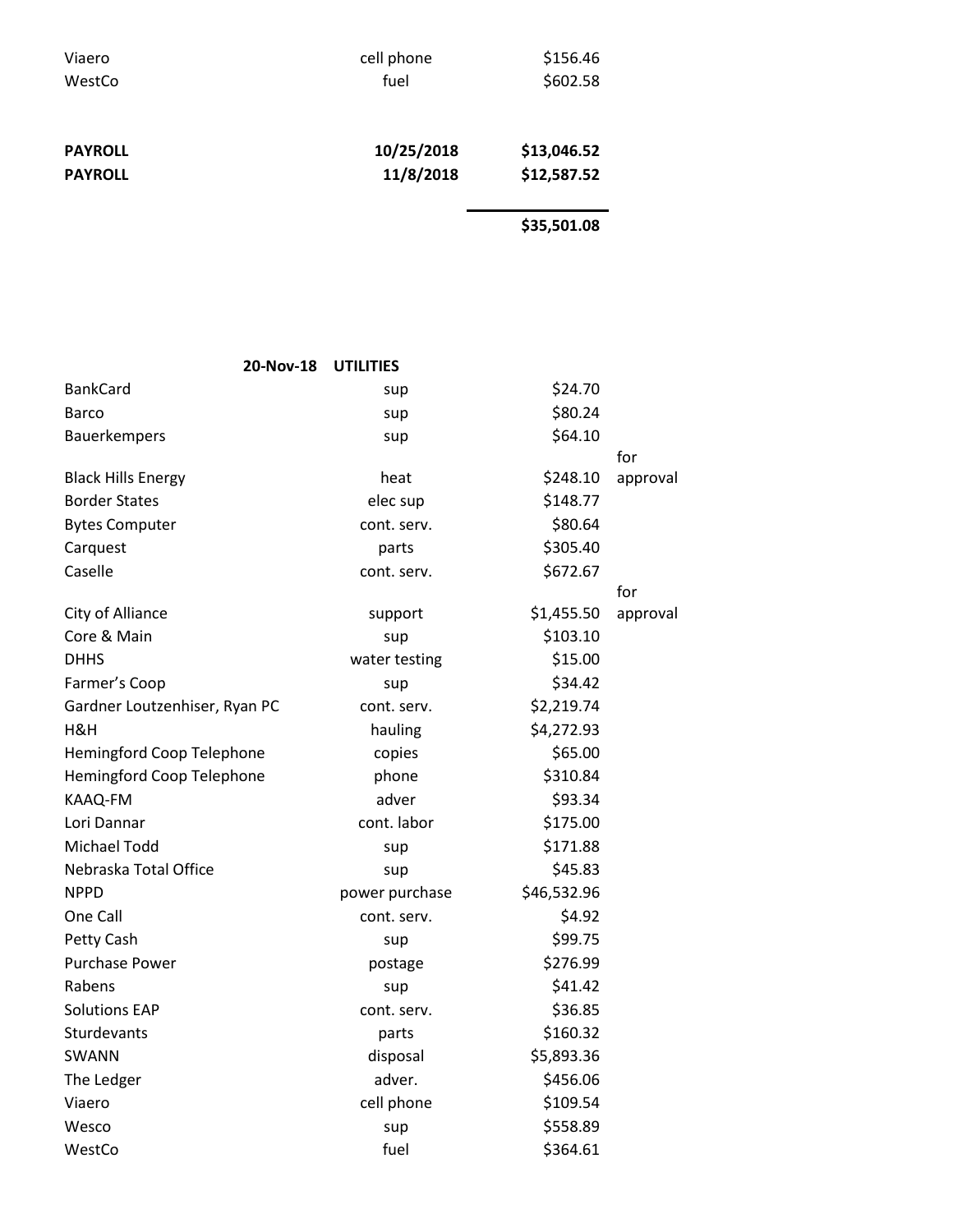| | | | |
|---|---|---|---|
| Viaero | cell phone | $156.46 | |
| WestCo | fuel | $602.58 | |
| | | | |
| **PAYROLL** | **10/25/2018** | **$13,046.52** | |
| **PAYROLL** | **11/8/2018** | **$12,587.52** | |
| | | **$35,501.08** | |

| **20-Nov-18** | **UTILITIES** | | |
|---|---|---|---|
| BankCard | sup | $24.70 | |
| Barco | sup | $80.24 | |
| Bauerkempers | sup | $64.10 | |
| Black Hills Energy | heat | $248.10 | for approval |
| Border States | elec sup | $148.77 | |
| Bytes Computer | cont. serv. | $80.64 | |
| Carquest | parts | $305.40 | |
| Caselle | cont. serv. | $672.67 | |
| City of Alliance | support | $1,455.50 | for approval |
| Core & Main | sup | $103.10 | |
| DHHS | water testing | $15.00 | |
| Farmer's Coop | sup | $34.42 | |
| Gardner Loutzenhiser, Ryan PC | cont. serv. | $2,219.74 | |
| H&H | hauling | $4,272.93 | |
| Hemingford Coop Telephone | copies | $65.00 | |
| Hemingford Coop Telephone | phone | $310.84 | |
| KAAQ-FM | adver | $93.34 | |
| Lori Dannar | cont. labor | $175.00 | |
| Michael Todd | sup | $171.88 | |
| Nebraska Total Office | sup | $45.83 | |
| NPPD | power purchase | $46,532.96 | |
| One Call | cont. serv. | $4.92 | |
| Petty Cash | sup | $99.75 | |
| Purchase Power | postage | $276.99 | |
| Rabens | sup | $41.42 | |
| Solutions EAP | cont. serv. | $36.85 | |
| Sturdevants | parts | $160.32 | |
| SWANN | disposal | $5,893.36 | |
| The Ledger | adver. | $456.06 | |
| Viaero | cell phone | $109.54 | |
| Wesco | sup | $558.89 | |
| WestCo | fuel | $364.61 | |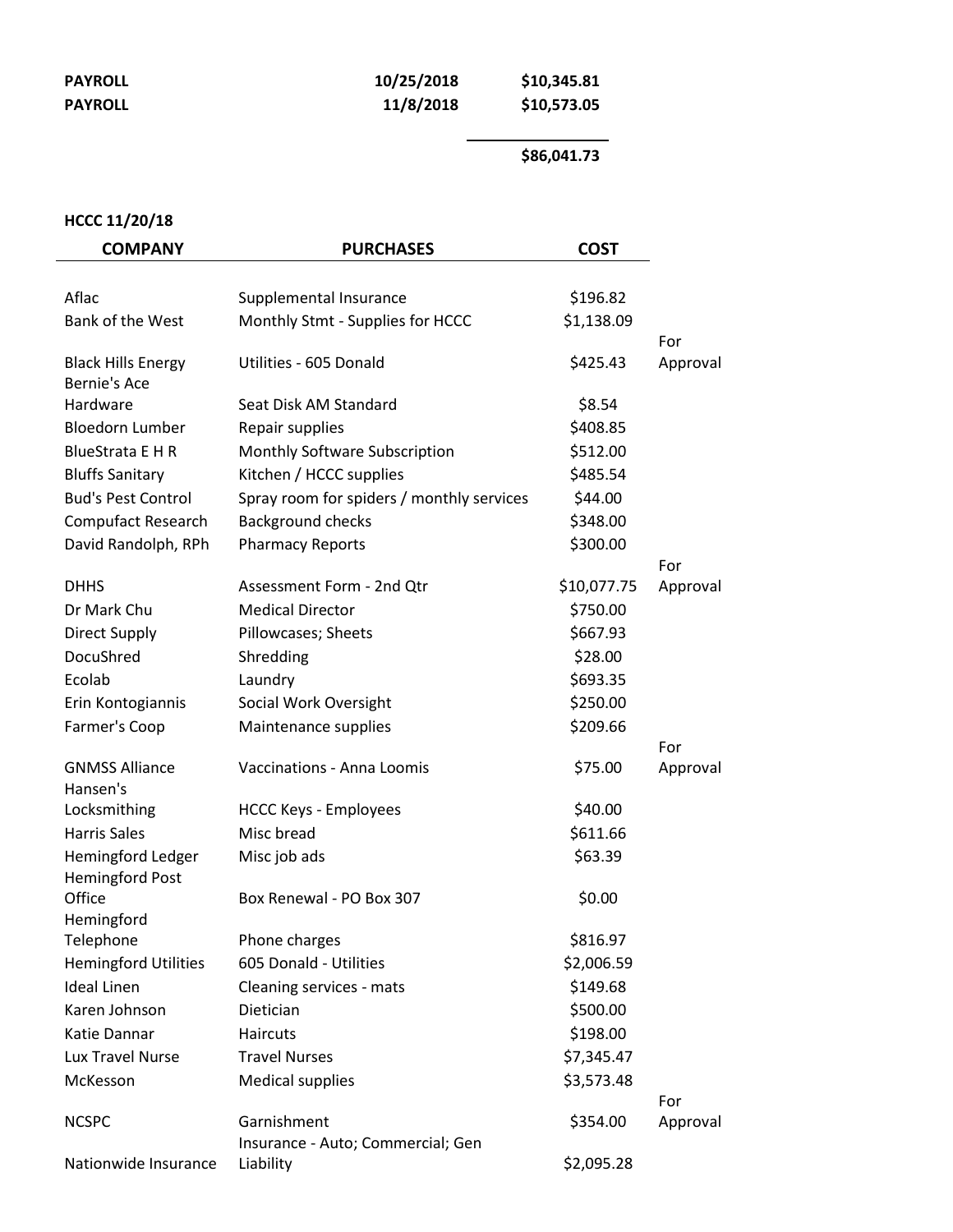| | | |
|---|---|---|
| **PAYROLL** | **10/25/2018** | **$10,345.81** |
| **PAYROLL** | **11/8/2018** | **$10,573.05** |
| | | **$86,041.73** |

**HCCC 11/20/18**

| COMPANY | PURCHASES | COST | |
|---|---|---|---|
| Aflac | Supplemental Insurance | $196.82 | |
| Bank of the West | Monthly Stmt - Supplies for HCCC | $1,138.09 | |
| Black Hills Energy | Utilities - 605 Donald | $425.43 | For Approval |
| Bernie's Ace Hardware | Seat Disk AM Standard | $8.54 | |
| Bloedorn Lumber | Repair supplies | $408.85 | |
| BlueStrata E H R | Monthly Software Subscription | $512.00 | |
| Bluffs Sanitary | Kitchen / HCCC supplies | $485.54 | |
| Bud's Pest Control | Spray room for spiders / monthly services | $44.00 | |
| Compufact Research | Background checks | $348.00 | |
| David Randolph, RPh | Pharmacy Reports | $300.00 | |
| DHHS | Assessment Form - 2nd Qtr | $10,077.75 | For Approval |
| Dr Mark Chu | Medical Director | $750.00 | |
| Direct Supply | Pillowcases; Sheets | $667.93 | |
| DocuShred | Shredding | $28.00 | |
| Ecolab | Laundry | $693.35 | |
| Erin Kontogiannis | Social Work Oversight | $250.00 | |
| Farmer's Coop | Maintenance supplies | $209.66 | |
| GNMSS Alliance | Vaccinations - Anna Loomis | $75.00 | For Approval |
| Hansen's Locksmithing | HCCC Keys - Employees | $40.00 | |
| Harris Sales | Misc bread | $611.66 | |
| Hemingford Ledger | Misc job ads | $63.39 | |
| Hemingford Post Office | Box Renewal - PO Box 307 | $0.00 | |
| Hemingford Telephone | Phone charges | $816.97 | |
| Hemingford Utilities | 605 Donald - Utilities | $2,006.59 | |
| Ideal Linen | Cleaning services - mats | $149.68 | |
| Karen Johnson | Dietician | $500.00 | |
| Katie Dannar | Haircuts | $198.00 | |
| Lux Travel Nurse | Travel Nurses | $7,345.47 | |
| McKesson | Medical supplies | $3,573.48 | |
| NCSPC | Garnishment | $354.00 | For Approval |
| Nationwide Insurance | Insurance - Auto; Commercial; Gen Liability | $2,095.28 | |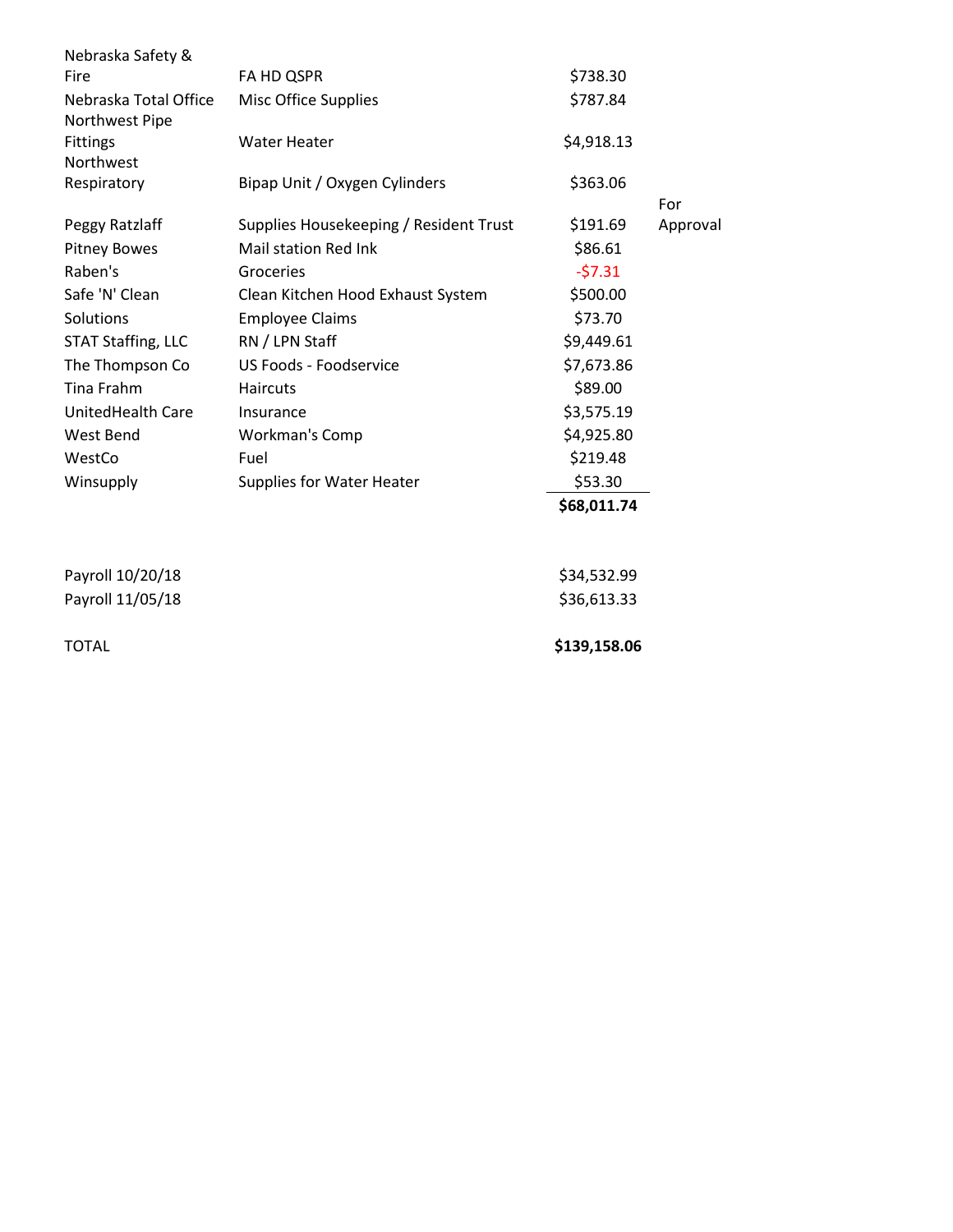| | | | |
|---|---|---|---|
| Nebraska Safety & Fire | FA HD QSPR | $738.30 | |
| Nebraska Total Office | Misc Office Supplies | $787.84 | |
| Northwest Pipe Fittings | Water Heater | $4,918.13 | |
| Northwest Respiratory | Bipap Unit / Oxygen Cylinders | $363.06 | |
| Peggy Ratzlaff | Supplies Housekeeping / Resident Trust | $191.69 | For Approval |
| Pitney Bowes | Mail station Red Ink | $86.61 | |
| Raben's | Groceries | -$7.31 | |
| Safe 'N' Clean | Clean Kitchen Hood Exhaust System | $500.00 | |
| Solutions | Employee Claims | $73.70 | |
| STAT Staffing, LLC | RN / LPN Staff | $9,449.61 | |
| The Thompson Co | US Foods - Foodservice | $7,673.86 | |
| Tina Frahm | Haircuts | $89.00 | |
| UnitedHealth Care | Insurance | $3,575.19 | |
| West Bend | Workman's Comp | $4,925.80 | |
| WestCo | Fuel | $219.48 | |
| Winsupply | Supplies for Water Heater | $53.30 | |
| | | **$68,011.74** | |
| | | | |
| Payroll 10/20/18 | | $34,532.99 | |
| Payroll 11/05/18 | | $36,613.33 | |
| | | | |
| TOTAL | | **$139,158.06** | |